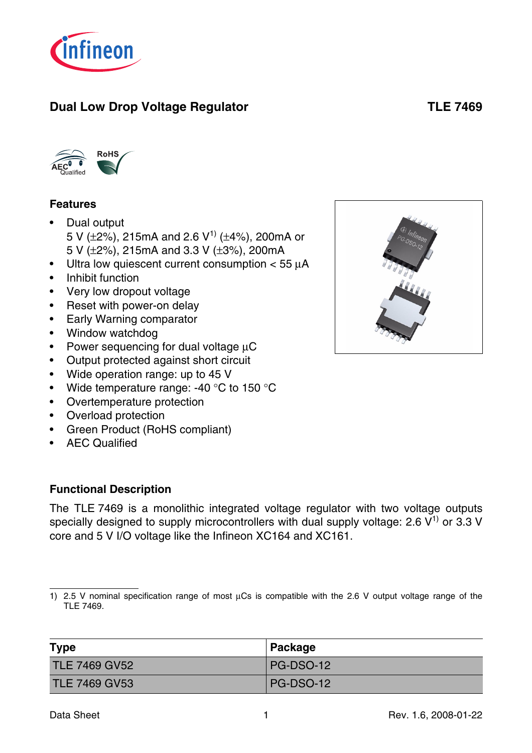# Dual Low Drop Voltage Regulator

**TLE 7469**

## Features

- Dual output
  5 V (±2%), 215mA and 2.6 V[1] (±4%), 200mA or
  5 V (±2%), 215mA and 3.3 V (±3%), 200mA
- Ultra low quiescent current consumption < 55 µA
- Inhibit function
- Very low dropout voltage
- Reset with power-on delay
- Early Warning comparator
- Window watchdog
- Power sequencing for dual voltage µC
- Output protected against short circuit
- Wide operation range: up to 45 V
- Wide temperature range: -40 °C to 150 °C
- Overtemperature protection
- Overload protection
- Green Product (RoHS compliant)
- AEC Qualified

## Functional Description

The TLE 7469 is a monolithic integrated voltage regulator with two voltage outputs specially designed to supply microcontrollers with dual supply voltage: 2.6 V[1] or 3.3 V core and 5 V I/O voltage like the Infineon XC164 and XC161.

1) 2.5 V nominal specification range of most µCs is compatible with the 2.6 V output voltage range of the TLE 7469.

| Type | Package |
|---|---|
| TLE 7469 GV52 | PG-DSO-12 |
| TLE 7469 GV53 | PG-DSO-12 |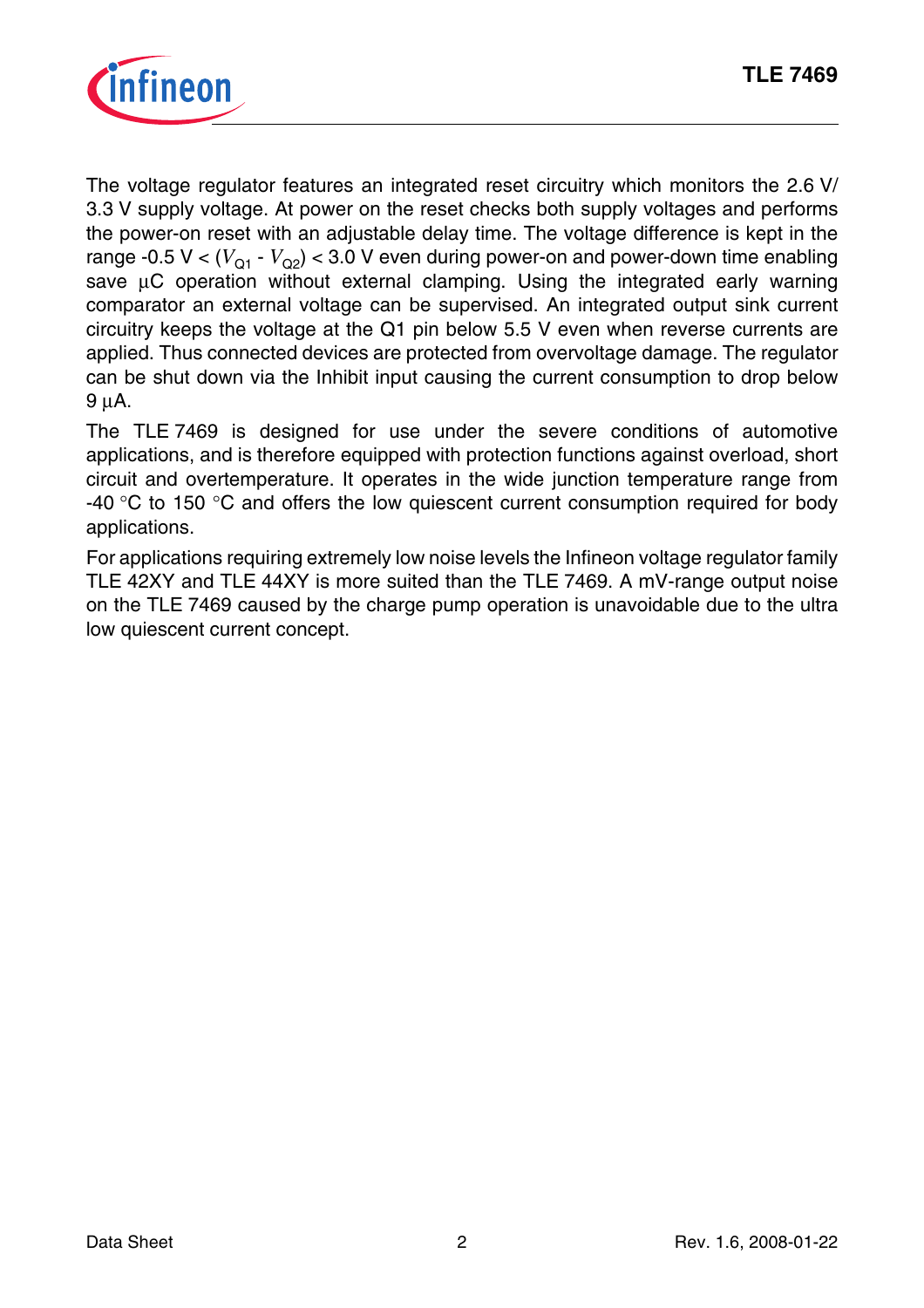The voltage regulator features an integrated reset circuitry which monitors the 2.6 V/ 3.3 V supply voltage. At power on the reset checks both supply voltages and performs the power-on reset with an adjustable delay time. The voltage difference is kept in the range -0.5 V < ($V_{Q1}$ - $V_{Q2}$) < 3.0 V even during power-on and power-down time enabling save µC operation without external clamping. Using the integrated early warning comparator an external voltage can be supervised. An integrated output sink current circuitry keeps the voltage at the Q1 pin below 5.5 V even when reverse currents are applied. Thus connected devices are protected from overvoltage damage. The regulator can be shut down via the Inhibit input causing the current consumption to drop below 9 µA.

The TLE 7469 is designed for use under the severe conditions of automotive applications, and is therefore equipped with protection functions against overload, short circuit and overtemperature. It operates in the wide junction temperature range from -40 °C to 150 °C and offers the low quiescent current consumption required for body applications.

For applications requiring extremely low noise levels the Infineon voltage regulator family TLE 42XY and TLE 44XY is more suited than the TLE 7469. A mV-range output noise on the TLE 7469 caused by the charge pump operation is unavoidable due to the ultra low quiescent current concept.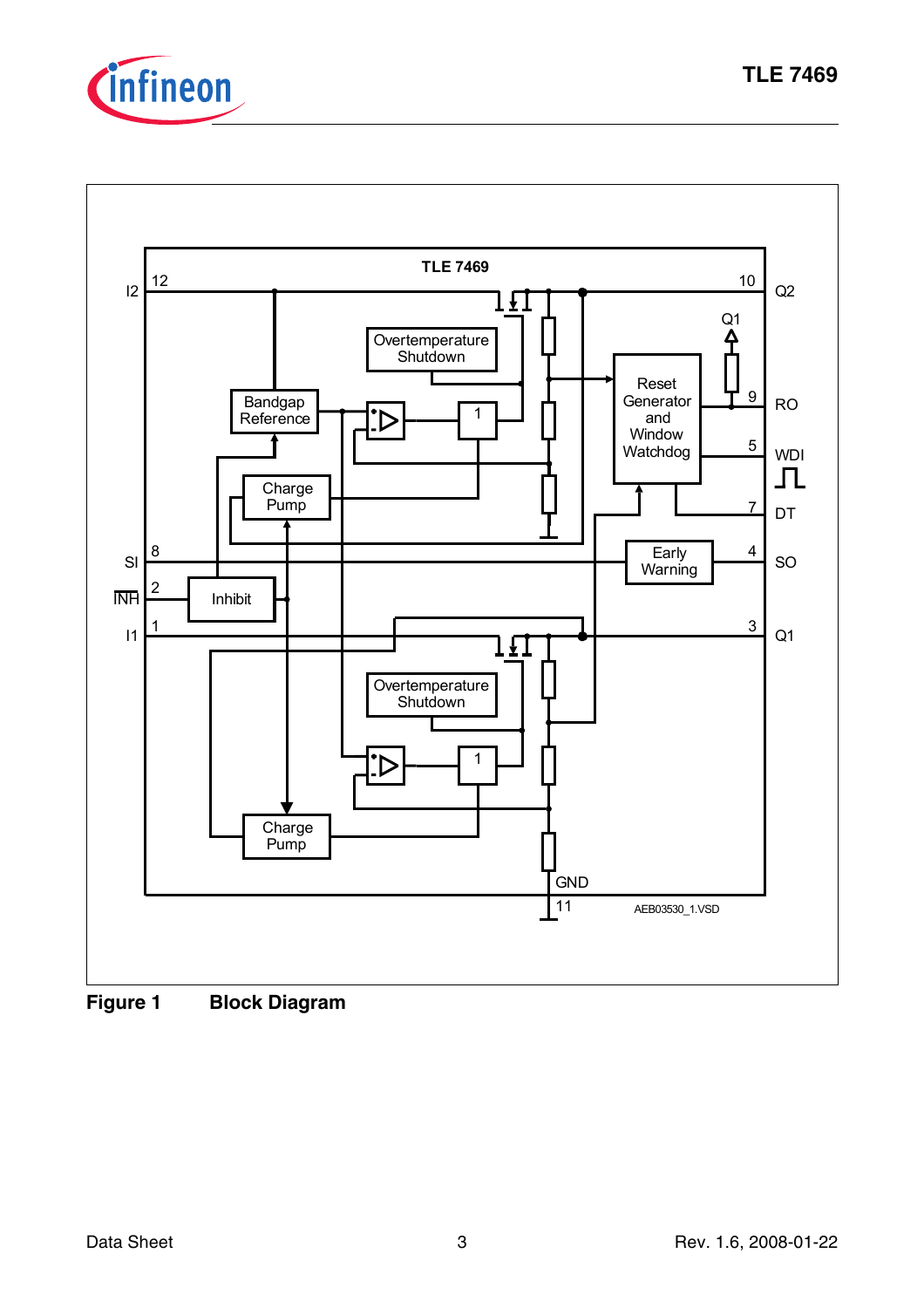Figure 1 **Block Diagram**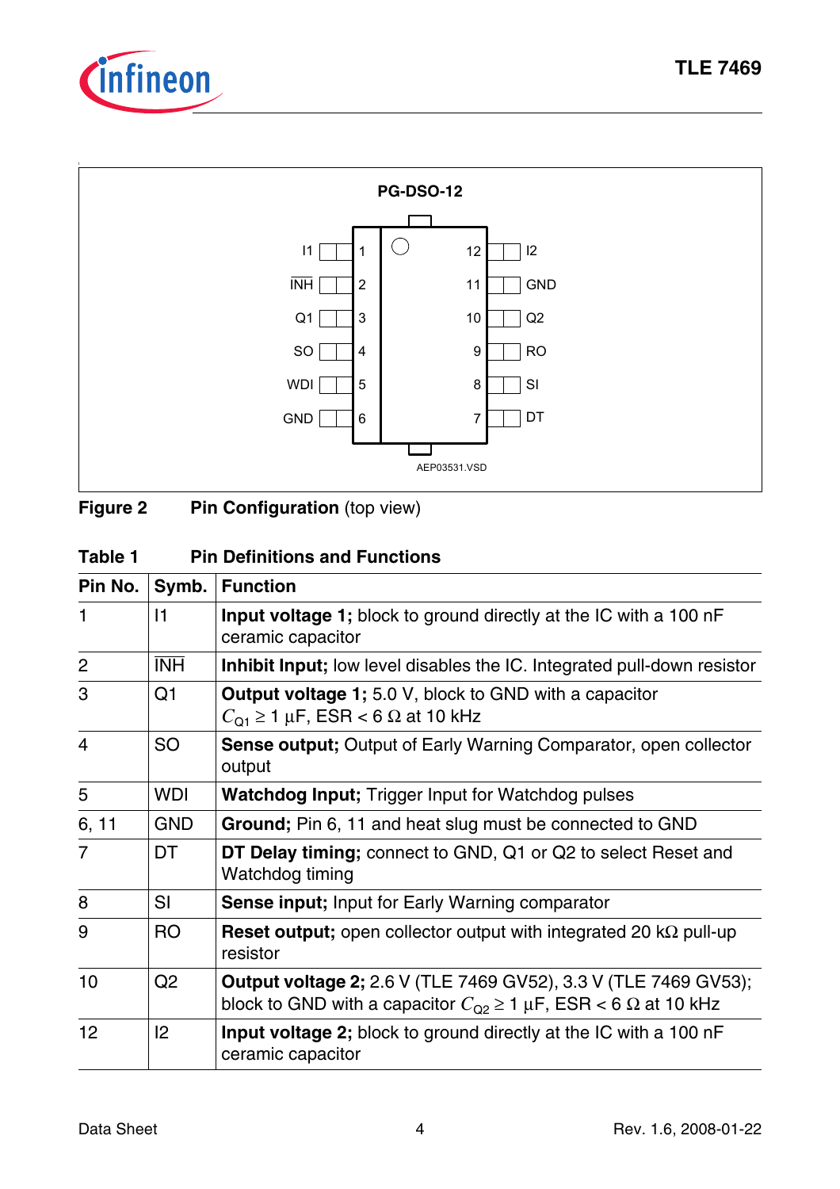PG-DSO-12

| | Pin | | Pin | |
|---|---|---|---|---|
| I1 | 1 | | 12 | I2 |
| $\overline{INH}$ | 2 | | 11 | GND |
| Q1 | 3 | | 10 | Q2 |
| SO | 4 | | 9 | RO |
| WDI | 5 | | 8 | SI |
| GND | 6 | | 7 | DT |

AEP03531.VSD

**Figure 2 Pin Configuration** (top view)

**Table 1 Pin Definitions and Functions**

| Pin No. | Symb. | Function |
|---|---|---|
| 1 | I1 | **Input voltage 1;** block to ground directly at the IC with a 100 nF ceramic capacitor |
| 2 | $\overline{INH}$ | **Inhibit Input;** low level disables the IC. Integrated pull-down resistor |
| 3 | Q1 | **Output voltage 1;** 5.0 V, block to GND with a capacitor $C_{Q1} \geq 1$ µF, ESR < 6 Ω at 10 kHz |
| 4 | SO | **Sense output;** Output of Early Warning Comparator, open collector output |
| 5 | WDI | **Watchdog Input;** Trigger Input for Watchdog pulses |
| 6, 11 | GND | **Ground;** Pin 6, 11 and heat slug must be connected to GND |
| 7 | DT | **DT Delay timing;** connect to GND, Q1 or Q2 to select Reset and Watchdog timing |
| 8 | SI | **Sense input;** Input for Early Warning comparator |
| 9 | RO | **Reset output;** open collector output with integrated 20 kΩ pull-up resistor |
| 10 | Q2 | **Output voltage 2;** 2.6 V (TLE 7469 GV52), 3.3 V (TLE 7469 GV53); block to GND with a capacitor $C_{Q2} \geq 1$ µF, ESR < 6 Ω at 10 kHz |
| 12 | I2 | **Input voltage 2;** block to ground directly at the IC with a 100 nF ceramic capacitor |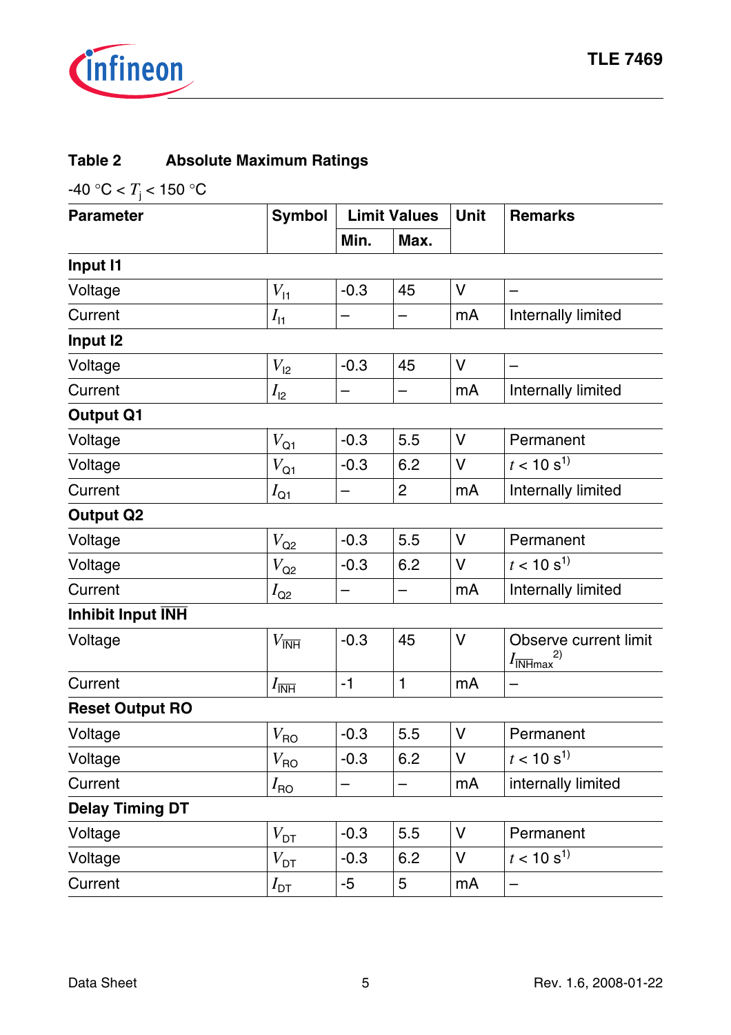**Table 2 Absolute Maximum Ratings**

-40 °C < $T_j$ < 150 °C

| Parameter | Symbol | Limit Values | | Unit | Remarks |
|---|---|---|---|---|---|
| | | Min. | Max. | | |
| **Input I1** | | | | | |
| Voltage | $V_{I1}$ | -0.3 | 45 | V | – |
| Current | $I_{I1}$ | – | – | mA | Internally limited |
| **Input I2** | | | | | |
| Voltage | $V_{I2}$ | -0.3 | 45 | V | – |
| Current | $I_{I2}$ | – | – | mA | Internally limited |
| **Output Q1** | | | | | |
| Voltage | $V_{Q1}$ | -0.3 | 5.5 | V | Permanent |
| Voltage | $V_{Q1}$ | -0.3 | 6.2 | V | $t$ < 10 s[1)] |
| Current | $I_{Q1}$ | – | 2 | mA | Internally limited |
| **Output Q2** | | | | | |
| Voltage | $V_{Q2}$ | -0.3 | 5.5 | V | Permanent |
| Voltage | $V_{Q2}$ | -0.3 | 6.2 | V | $t$ < 10 s[1)] |
| Current | $I_{Q2}$ | – | – | mA | Internally limited |
| **Inhibit Input $\overline{INH}$** | | | | | |
| Voltage | $V_{\overline{INH}}$ | -0.3 | 45 | V | Observe current limit $I_{\overline{INH}max}$[2)] |
| Current | $I_{\overline{INH}}$ | -1 | 1 | mA | – |
| **Reset Output RO** | | | | | |
| Voltage | $V_{RO}$ | -0.3 | 5.5 | V | Permanent |
| Voltage | $V_{RO}$ | -0.3 | 6.2 | V | $t$ < 10 s[1)] |
| Current | $I_{RO}$ | – | – | mA | internally limited |
| **Delay Timing DT** | | | | | |
| Voltage | $V_{DT}$ | -0.3 | 5.5 | V | Permanent |
| Voltage | $V_{DT}$ | -0.3 | 6.2 | V | $t$ < 10 s[1)] |
| Current | $I_{DT}$ | -5 | 5 | mA | – |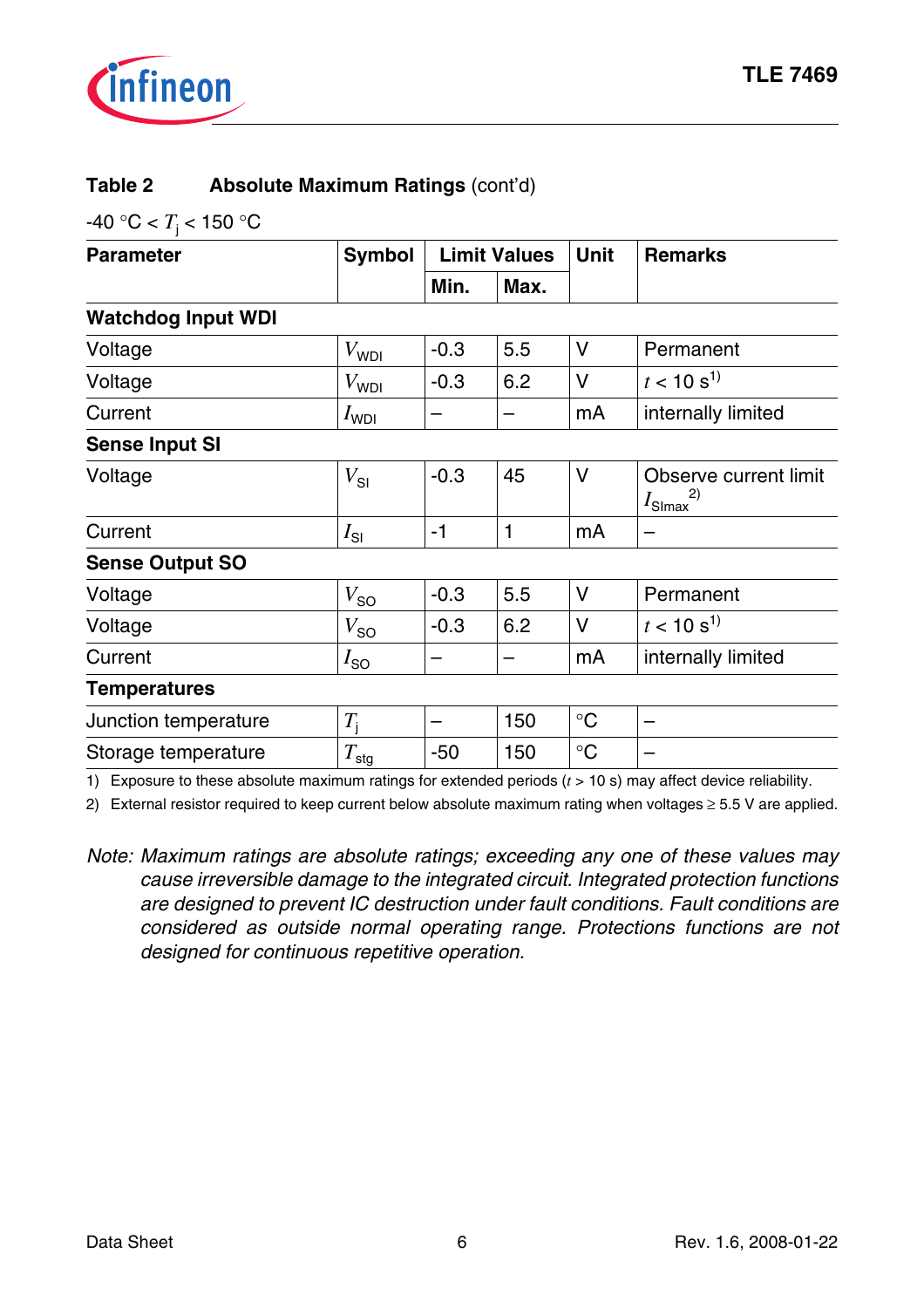**Table 2 Absolute Maximum Ratings** (cont'd)

-40 °C < $T_j$ < 150 °C

| Parameter | Symbol | Limit Values | | Unit | Remarks |
|---|---|---|---|---|---|
| | | Min. | Max. | | |
| **Watchdog Input WDI** | | | | | |
| Voltage | $V_{WDI}$ | -0.3 | 5.5 | V | Permanent |
| Voltage | $V_{WDI}$ | -0.3 | 6.2 | V | $t$ < 10 s[1] |
| Current | $I_{WDI}$ | – | – | mA | internally limited |
| **Sense Input SI** | | | | | |
| Voltage | $V_{SI}$ | -0.3 | 45 | V | Observe current limit $I_{SImax}$[2] |
| Current | $I_{SI}$ | -1 | 1 | mA | – |
| **Sense Output SO** | | | | | |
| Voltage | $V_{SO}$ | -0.3 | 5.5 | V | Permanent |
| Voltage | $V_{SO}$ | -0.3 | 6.2 | V | $t$ < 10 s[1] |
| Current | $I_{SO}$ | – | – | mA | internally limited |
| **Temperatures** | | | | | |
| Junction temperature | $T_j$ | – | 150 | °C | – |
| Storage temperature | $T_{stg}$ | -50 | 150 | °C | – |

1) Exposure to these absolute maximum ratings for extended periods ($t$ > 10 s) may affect device reliability.

2) External resistor required to keep current below absolute maximum rating when voltages ≥ 5.5 V are applied.

*Note: Maximum ratings are absolute ratings; exceeding any one of these values may cause irreversible damage to the integrated circuit. Integrated protection functions are designed to prevent IC destruction under fault conditions. Fault conditions are considered as outside normal operating range. Protections functions are not designed for continuous repetitive operation.*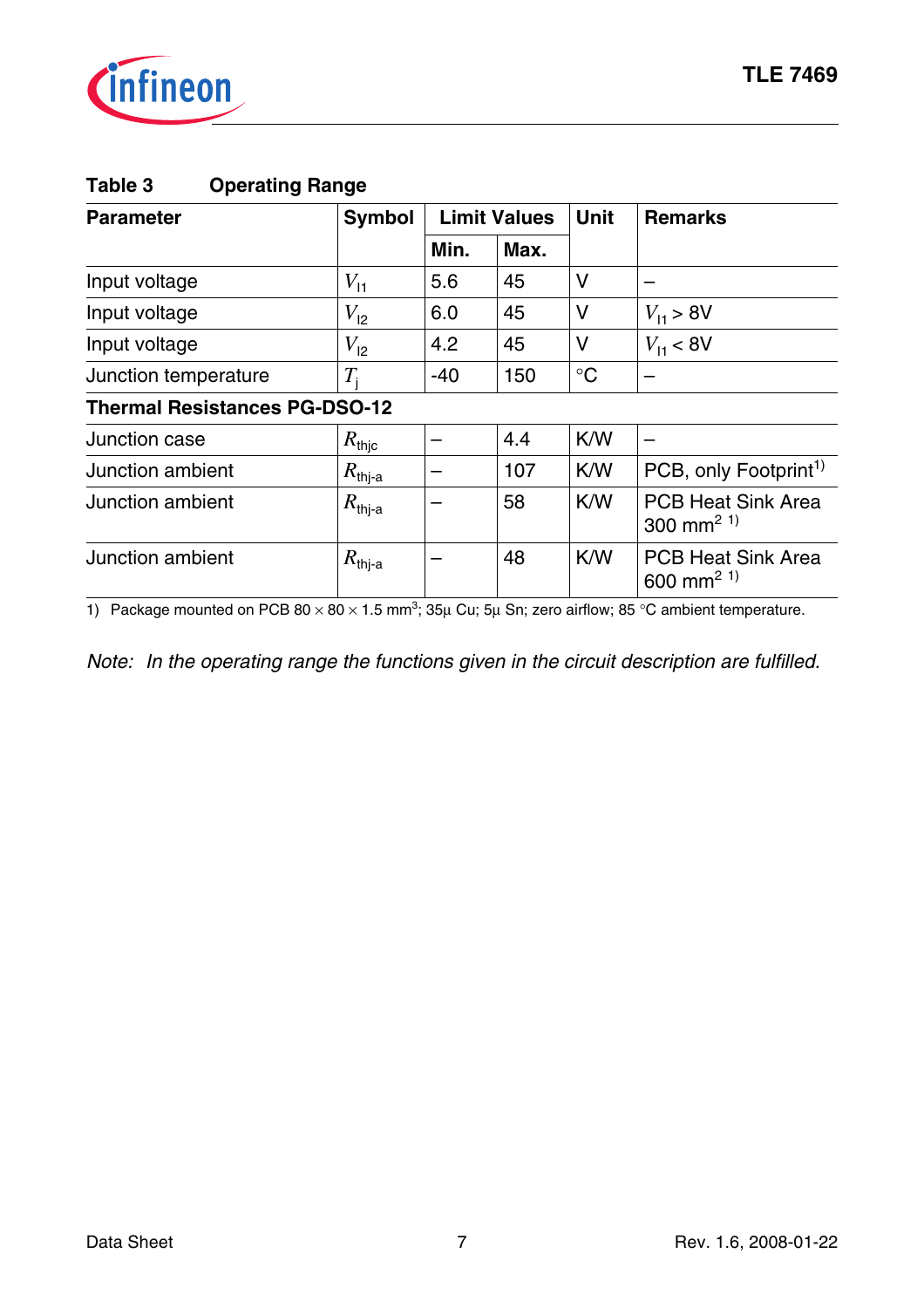**Table 3 Operating Range**

| Parameter | Symbol | Limit Values | | Unit | Remarks |
|---|---|---|---|---|---|
| | | Min. | Max. | | |
| Input voltage | $V_{I1}$ | 5.6 | 45 | V | – |
| Input voltage | $V_{I2}$ | 6.0 | 45 | V | $V_{I1} > 8V$ |
| Input voltage | $V_{I2}$ | 4.2 | 45 | V | $V_{I1} < 8V$ |
| Junction temperature | $T_j$ | -40 | 150 | °C | – |
| **Thermal Resistances PG-DSO-12** | | | | | |
| Junction case | $R_{thjc}$ | – | 4.4 | K/W | – |
| Junction ambient | $R_{thj-a}$ | – | 107 | K/W | PCB, only Footprint[1)] |
| Junction ambient | $R_{thj-a}$ | – | 58 | K/W | PCB Heat Sink Area 300 $mm^2$ [1)] |
| Junction ambient | $R_{thj-a}$ | – | 48 | K/W | PCB Heat Sink Area 600 $mm^2$ [1)] |

1) Package mounted on PCB 80 × 80 × 1.5 $mm^3$; 35µ Cu; 5µ Sn; zero airflow; 85 °C ambient temperature.

*Note: In the operating range the functions given in the circuit description are fulfilled.*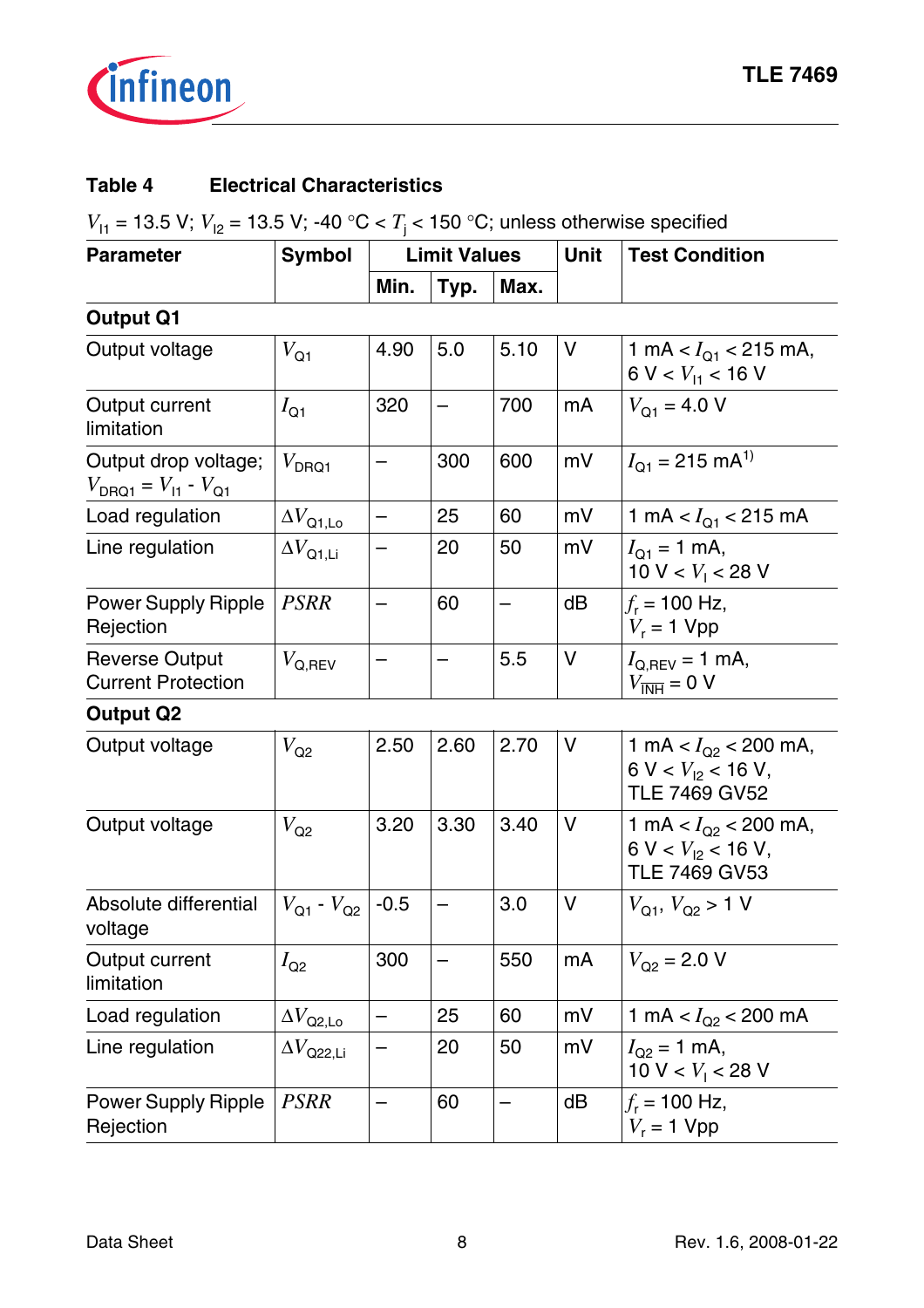**Table 4 Electrical Characteristics**

$V_{I1}$ = 13.5 V; $V_{I2}$ = 13.5 V; -40 °C < $T_j$ < 150 °C; unless otherwise specified

| Parameter | Symbol | Limit Values | | | Unit | Test Condition |
|---|---|---|---|---|---|---|
| | | Min. | Typ. | Max. | | |
| **Output Q1** | | | | | | |
| Output voltage | $V_{Q1}$ | 4.90 | 5.0 | 5.10 | V | 1 mA < $I_{Q1}$ < 215 mA, 6 V < $V_{I1}$ < 16 V |
| Output current limitation | $I_{Q1}$ | 320 | – | 700 | mA | $V_{Q1}$ = 4.0 V |
| Output drop voltage; $V_{DRQ1} = V_{I1} - V_{Q1}$ | $V_{DRQ1}$ | – | 300 | 600 | mV | $I_{Q1}$ = 215 mA[1)] |
| Load regulation | $\Delta V_{Q1,Lo}$ | – | 25 | 60 | mV | 1 mA < $I_{Q1}$ < 215 mA |
| Line regulation | $\Delta V_{Q1,Li}$ | – | 20 | 50 | mV | $I_{Q1}$ = 1 mA, 10 V < $V_I$ < 28 V |
| Power Supply Ripple Rejection | $PSRR$ | – | 60 | – | dB | $f_r$ = 100 Hz, $V_r$ = 1 Vpp |
| Reverse Output Current Protection | $V_{Q,REV}$ | – | – | 5.5 | V | $I_{Q,REV}$ = 1 mA, $V_{\overline{INH}}$ = 0 V |
| **Output Q2** | | | | | | |
| Output voltage | $V_{Q2}$ | 2.50 | 2.60 | 2.70 | V | 1 mA < $I_{Q2}$ < 200 mA, 6 V < $V_{I2}$ < 16 V, TLE 7469 GV52 |
| Output voltage | $V_{Q2}$ | 3.20 | 3.30 | 3.40 | V | 1 mA < $I_{Q2}$ < 200 mA, 6 V < $V_{I2}$ < 16 V, TLE 7469 GV53 |
| Absolute differential voltage | $V_{Q1} - V_{Q2}$ | -0.5 | – | 3.0 | V | $V_{Q1}$, $V_{Q2}$ > 1 V |
| Output current limitation | $I_{Q2}$ | 300 | – | 550 | mA | $V_{Q2}$ = 2.0 V |
| Load regulation | $\Delta V_{Q2,Lo}$ | – | 25 | 60 | mV | 1 mA < $I_{Q2}$ < 200 mA |
| Line regulation | $\Delta V_{Q22,Li}$ | – | 20 | 50 | mV | $I_{Q2}$ = 1 mA, 10 V < $V_I$ < 28 V |
| Power Supply Ripple Rejection | $PSRR$ | – | 60 | – | dB | $f_r$ = 100 Hz, $V_r$ = 1 Vpp |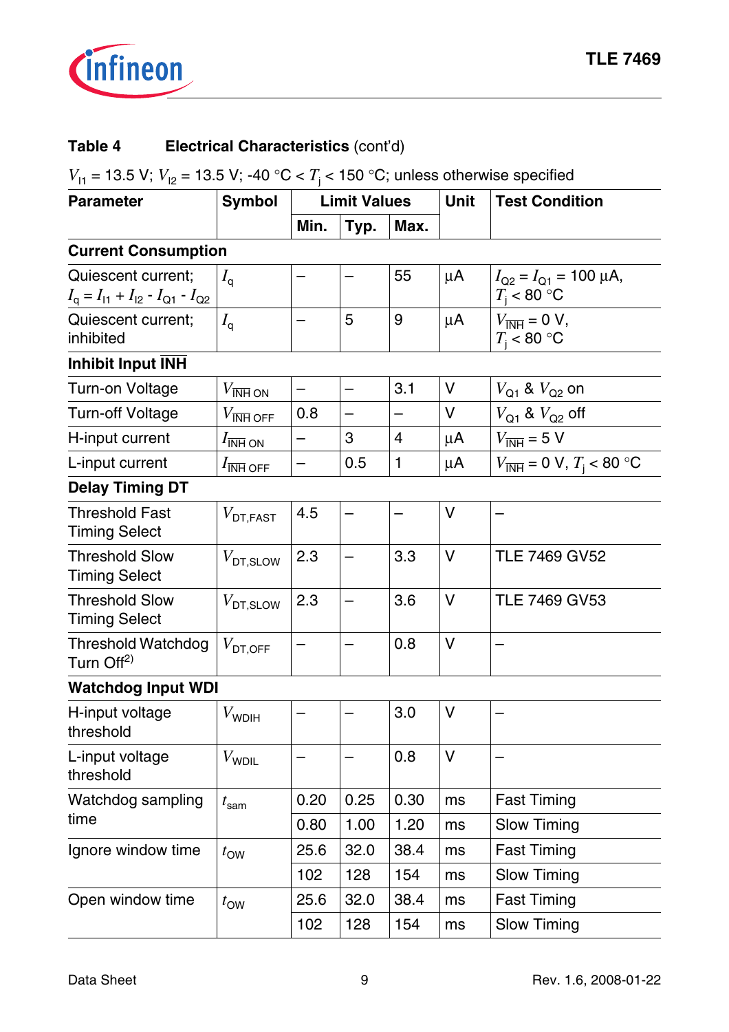**Table 4 Electrical Characteristics** (cont'd)

$V_{I1}$ = 13.5 V; $V_{I2}$ = 13.5 V; -40 °C < $T_j$ < 150 °C; unless otherwise specified

| Parameter | Symbol | Limit Values | | | Unit | Test Condition |
|---|---|---|---|---|---|---|
| | | Min. | Typ. | Max. | | |
| **Current Consumption** | | | | | | |
| Quiescent current; $I_q = I_{I1} + I_{I2} - I_{Q1} - I_{Q2}$ | $I_q$ | – | – | 55 | µA | $I_{Q2} = I_{Q1}$ = 100 µA, $T_j$ < 80 °C |
| Quiescent current; inhibited | $I_q$ | – | 5 | 9 | µA | $V_{\overline{INH}}$ = 0 V, $T_j$ < 80 °C |
| **Inhibit Input $\overline{INH}$** | | | | | | |
| Turn-on Voltage | $V_{\overline{INH}\ ON}$ | – | – | 3.1 | V | $V_{Q1}$ & $V_{Q2}$ on |
| Turn-off Voltage | $V_{\overline{INH}\ OFF}$ | 0.8 | – | – | V | $V_{Q1}$ & $V_{Q2}$ off |
| H-input current | $I_{\overline{INH}\ ON}$ | – | 3 | 4 | µA | $V_{\overline{INH}}$ = 5 V |
| L-input current | $I_{\overline{INH}\ OFF}$ | – | 0.5 | 1 | µA | $V_{\overline{INH}}$ = 0 V, $T_j$ < 80 °C |
| **Delay Timing DT** | | | | | | |
| Threshold Fast Timing Select | $V_{DT,FAST}$ | 4.5 | – | – | V | – |
| Threshold Slow Timing Select | $V_{DT,SLOW}$ | 2.3 | – | 3.3 | V | TLE 7469 GV52 |
| Threshold Slow Timing Select | $V_{DT,SLOW}$ | 2.3 | – | 3.6 | V | TLE 7469 GV53 |
| Threshold Watchdog Turn Off[2)] | $V_{DT,OFF}$ | – | – | 0.8 | V | – |
| **Watchdog Input WDI** | | | | | | |
| H-input voltage threshold | $V_{WDIH}$ | – | – | 3.0 | V | – |
| L-input voltage threshold | $V_{WDIL}$ | – | – | 0.8 | V | – |
| Watchdog sampling time | $t_{sam}$ | 0.20 | 0.25 | 0.30 | ms | Fast Timing |
| | | 0.80 | 1.00 | 1.20 | ms | Slow Timing |
| Ignore window time | $t_{OW}$ | 25.6 | 32.0 | 38.4 | ms | Fast Timing |
| | | 102 | 128 | 154 | ms | Slow Timing |
| Open window time | $t_{OW}$ | 25.6 | 32.0 | 38.4 | ms | Fast Timing |
| | | 102 | 128 | 154 | ms | Slow Timing |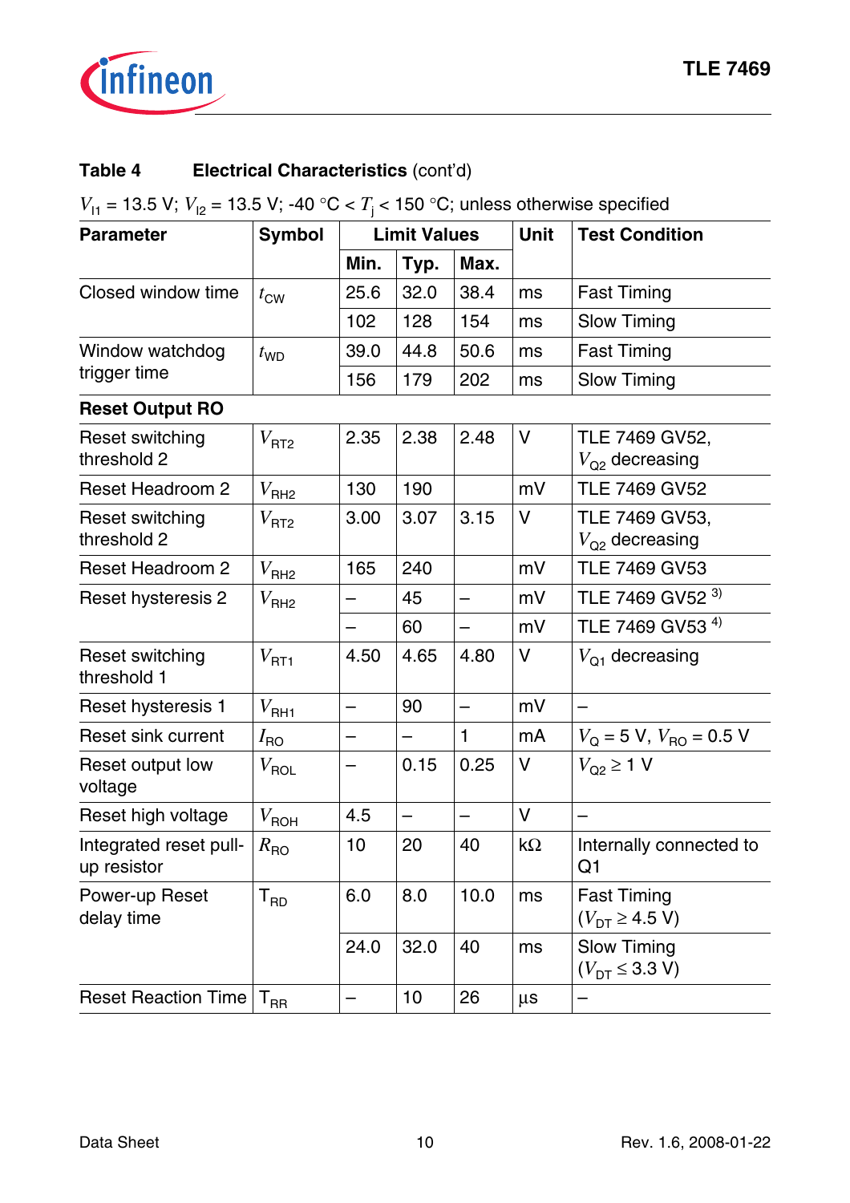**Table 4 Electrical Characteristics** (cont'd)

$V_{I1}$ = 13.5 V; $V_{I2}$ = 13.5 V; -40 °C < $T_j$ < 150 °C; unless otherwise specified

| Parameter | Symbol | Limit Values | | | Unit | Test Condition |
|---|---|---|---|---|---|---|
| | | Min. | Typ. | Max. | | |
| Closed window time | $t_{CW}$ | 25.6 | 32.0 | 38.4 | ms | Fast Timing |
| | | 102 | 128 | 154 | ms | Slow Timing |
| Window watchdog trigger time | $t_{WD}$ | 39.0 | 44.8 | 50.6 | ms | Fast Timing |
| | | 156 | 179 | 202 | ms | Slow Timing |
| **Reset Output RO** | | | | | | |
| Reset switching threshold 2 | $V_{RT2}$ | 2.35 | 2.38 | 2.48 | V | TLE 7469 GV52, $V_{Q2}$ decreasing |
| Reset Headroom 2 | $V_{RH2}$ | 130 | 190 | | mV | TLE 7469 GV52 |
| Reset switching threshold 2 | $V_{RT2}$ | 3.00 | 3.07 | 3.15 | V | TLE 7469 GV53, $V_{Q2}$ decreasing |
| Reset Headroom 2 | $V_{RH2}$ | 165 | 240 | | mV | TLE 7469 GV53 |
| Reset hysteresis 2 | $V_{RH2}$ | – | 45 | – | mV | TLE 7469 GV52 [3] |
| | | – | 60 | – | mV | TLE 7469 GV53 [4] |
| Reset switching threshold 1 | $V_{RT1}$ | 4.50 | 4.65 | 4.80 | V | $V_{Q1}$ decreasing |
| Reset hysteresis 1 | $V_{RH1}$ | – | 90 | – | mV | – |
| Reset sink current | $I_{RO}$ | – | – | 1 | mA | $V_Q$ = 5 V, $V_{RO}$ = 0.5 V |
| Reset output low voltage | $V_{ROL}$ | – | 0.15 | 0.25 | V | $V_{Q2} \geq 1$ V |
| Reset high voltage | $V_{ROH}$ | 4.5 | – | – | V | – |
| Integrated reset pull-up resistor | $R_{RO}$ | 10 | 20 | 40 | kΩ | Internally connected to Q1 |
| Power-up Reset delay time | $T_{RD}$ | 6.0 | 8.0 | 10.0 | ms | Fast Timing ($V_{DT} \geq 4.5$ V) |
| | | 24.0 | 32.0 | 40 | ms | Slow Timing ($V_{DT} \leq 3.3$ V) |
| Reset Reaction Time | $T_{RR}$ | – | 10 | 26 | µs | – |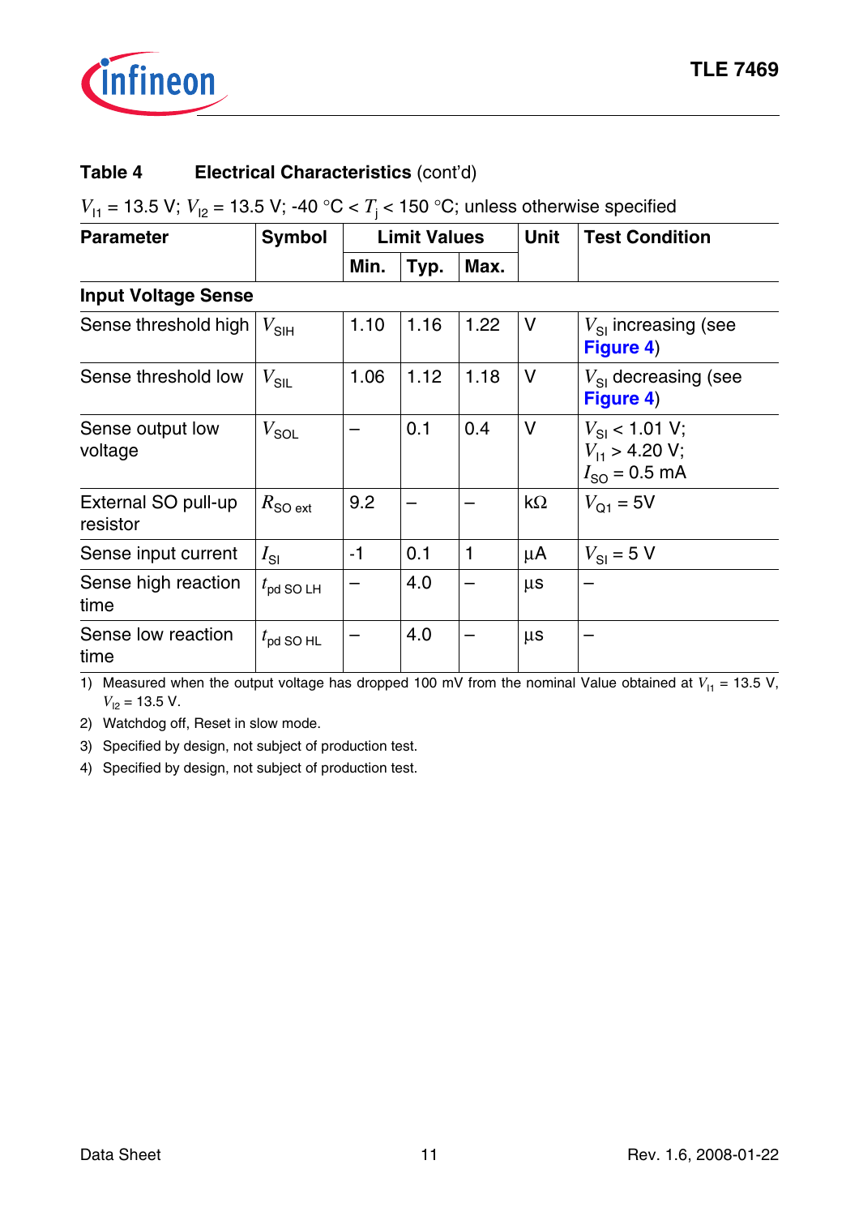**Table 4 Electrical Characteristics** (cont'd)

$V_{I1}$ = 13.5 V; $V_{I2}$ = 13.5 V; -40 °C < $T_j$ < 150 °C; unless otherwise specified

| Parameter | Symbol | Limit Values | | | Unit | Test Condition |
|---|---|---|---|---|---|---|
| | | Min. | Typ. | Max. | | |
| **Input Voltage Sense** | | | | | | |
| Sense threshold high | $V_{SIH}$ | 1.10 | 1.16 | 1.22 | V | $V_{SI}$ increasing (see Figure 4) |
| Sense threshold low | $V_{SIL}$ | 1.06 | 1.12 | 1.18 | V | $V_{SI}$ decreasing (see Figure 4) |
| Sense output low voltage | $V_{SOL}$ | – | 0.1 | 0.4 | V | $V_{SI}$ < 1.01 V; $V_{I1}$ > 4.20 V; $I_{SO}$ = 0.5 mA |
| External SO pull-up resistor | $R_{SO\ ext}$ | 9.2 | – | – | kΩ | $V_{Q1}$ = 5V |
| Sense input current | $I_{SI}$ | -1 | 0.1 | 1 | µA | $V_{SI}$ = 5 V |
| Sense high reaction time | $t_{pd\ SO\ LH}$ | – | 4.0 | – | µs | – |
| Sense low reaction time | $t_{pd\ SO\ HL}$ | – | 4.0 | – | µs | – |

1) Measured when the output voltage has dropped 100 mV from the nominal Value obtained at $V_{I1}$ = 13.5 V, $V_{I2}$ = 13.5 V.

2) Watchdog off, Reset in slow mode.

3) Specified by design, not subject of production test.

4) Specified by design, not subject of production test.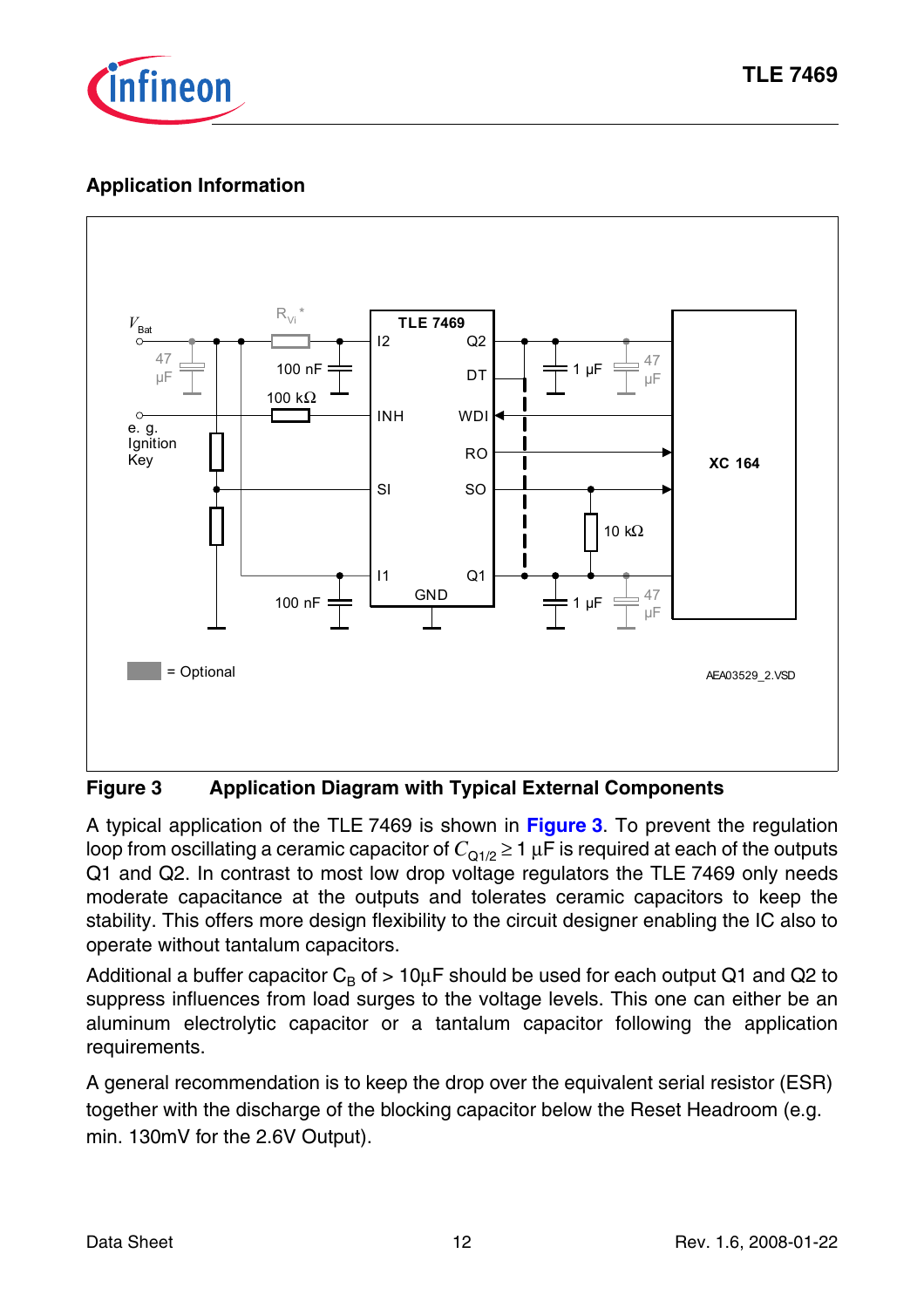## Application Information

**Figure 3 Application Diagram with Typical External Components**

A typical application of the TLE 7469 is shown in **Figure 3**. To prevent the regulation loop from oscillating a ceramic capacitor of $C_{Q1/2} \geq 1\ \mu F$ is required at each of the outputs Q1 and Q2. In contrast to most low drop voltage regulators the TLE 7469 only needs moderate capacitance at the outputs and tolerates ceramic capacitors to keep the stability. This offers more design flexibility to the circuit designer enabling the IC also to operate without tantalum capacitors.

Additional a buffer capacitor $C_B$ of > 10µF should be used for each output Q1 and Q2 to suppress influences from load surges to the voltage levels. This one can either be an aluminum electrolytic capacitor or a tantalum capacitor following the application requirements.

A general recommendation is to keep the drop over the equivalent serial resistor (ESR) together with the discharge of the blocking capacitor below the Reset Headroom (e.g. min. 130mV for the 2.6V Output).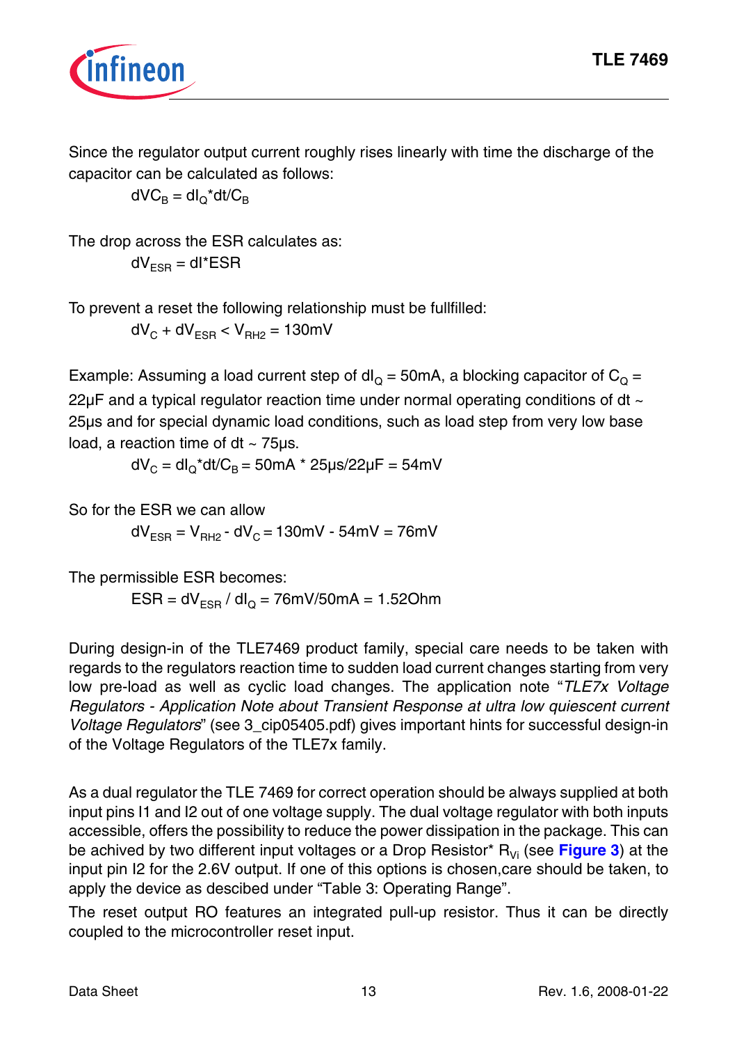Since the regulator output current roughly rises linearly with time the discharge of the capacitor can be calculated as follows:

$$dV_{C_B} = dI_Q * dt / C_B$$

The drop across the ESR calculates as:

$$dV_{ESR} = dI * ESR$$

To prevent a reset the following relationship must be fullfilled:

$$dV_C + dV_{ESR} < V_{RH2} = 130mV$$

Example: Assuming a load current step of $dI_Q$ = 50mA, a blocking capacitor of $C_Q$ = 22µF and a typical regulator reaction time under normal operating conditions of dt ~ 25µs and for special dynamic load conditions, such as load step from very low base load, a reaction time of dt ~ 75µs.

$$dV_C = dI_Q * dt / C_B = 50mA * 25µs / 22µF = 54mV$$

So for the ESR we can allow

$$dV_{ESR} = V_{RH2} - dV_C = 130mV - 54mV = 76mV$$

The permissible ESR becomes:

$$ESR = dV_{ESR} / dI_Q = 76mV / 50mA = 1.52Ohm$$

During design-in of the TLE7469 product family, special care needs to be taken with regards to the regulators reaction time to sudden load current changes starting from very low pre-load as well as cyclic load changes. The application note "*TLE7x Voltage Regulators - Application Note about Transient Response at ultra low quiescent current Voltage Regulators*" (see 3_cip05405.pdf) gives important hints for successful design-in of the Voltage Regulators of the TLE7x family.

As a dual regulator the TLE 7469 for correct operation should be always supplied at both input pins I1 and I2 out of one voltage supply. The dual voltage regulator with both inputs accessible, offers the possibility to reduce the power dissipation in the package. This can be achived by two different input voltages or a Drop Resistor* $R_{Vi}$ (see **Figure 3**) at the input pin I2 for the 2.6V output. If one of this options is chosen,care should be taken, to apply the device as descibed under "Table 3: Operating Range".

The reset output RO features an integrated pull-up resistor. Thus it can be directly coupled to the microcontroller reset input.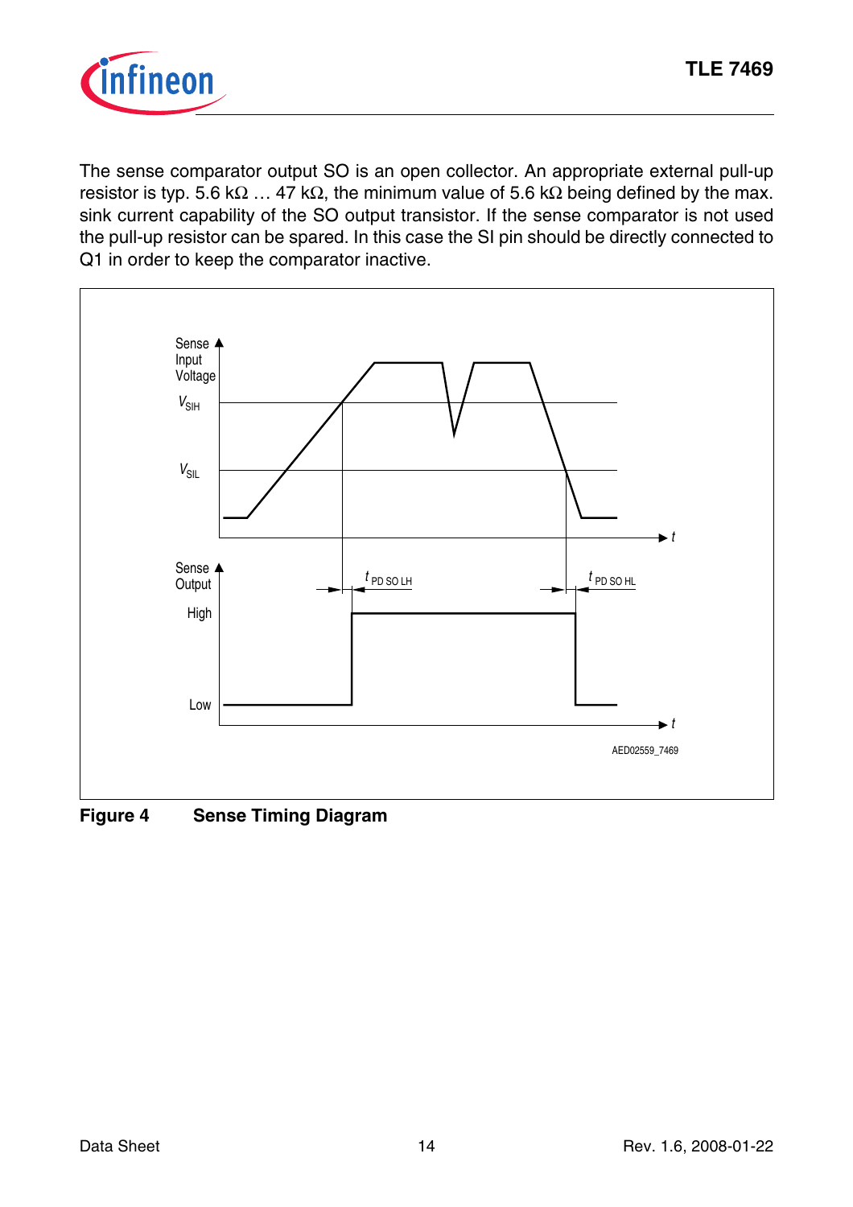The sense comparator output SO is an open collector. An appropriate external pull-up resistor is typ. 5.6 kΩ … 47 kΩ, the minimum value of 5.6 kΩ being defined by the max. sink current capability of the SO output transistor. If the sense comparator is not used the pull-up resistor can be spared. In this case the SI pin should be directly connected to Q1 in order to keep the comparator inactive.

**Figure 4 Sense Timing Diagram**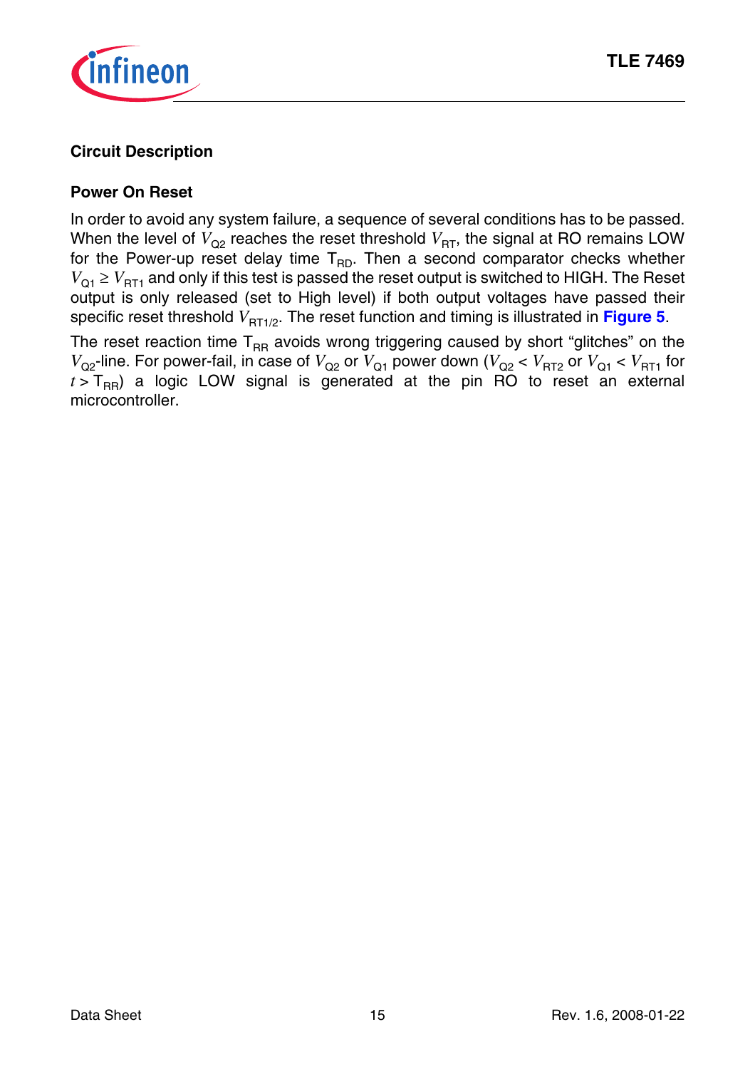## Circuit Description

### Power On Reset

In order to avoid any system failure, a sequence of several conditions has to be passed. When the level of $V_{Q2}$ reaches the reset threshold $V_{RT}$, the signal at RO remains LOW for the Power-up reset delay time $T_{RD}$. Then a second comparator checks whether $V_{Q1} \geq V_{RT1}$ and only if this test is passed the reset output is switched to HIGH. The Reset output is only released (set to High level) if both output voltages have passed their specific reset threshold $V_{RT1/2}$. The reset function and timing is illustrated in **Figure 5**.

The reset reaction time $T_{RR}$ avoids wrong triggering caused by short "glitches" on the $V_{Q2}$-line. For power-fail, in case of $V_{Q2}$ or $V_{Q1}$ power down ($V_{Q2} < V_{RT2}$ or $V_{Q1} < V_{RT1}$ for $t > T_{RR}$) a logic LOW signal is generated at the pin RO to reset an external microcontroller.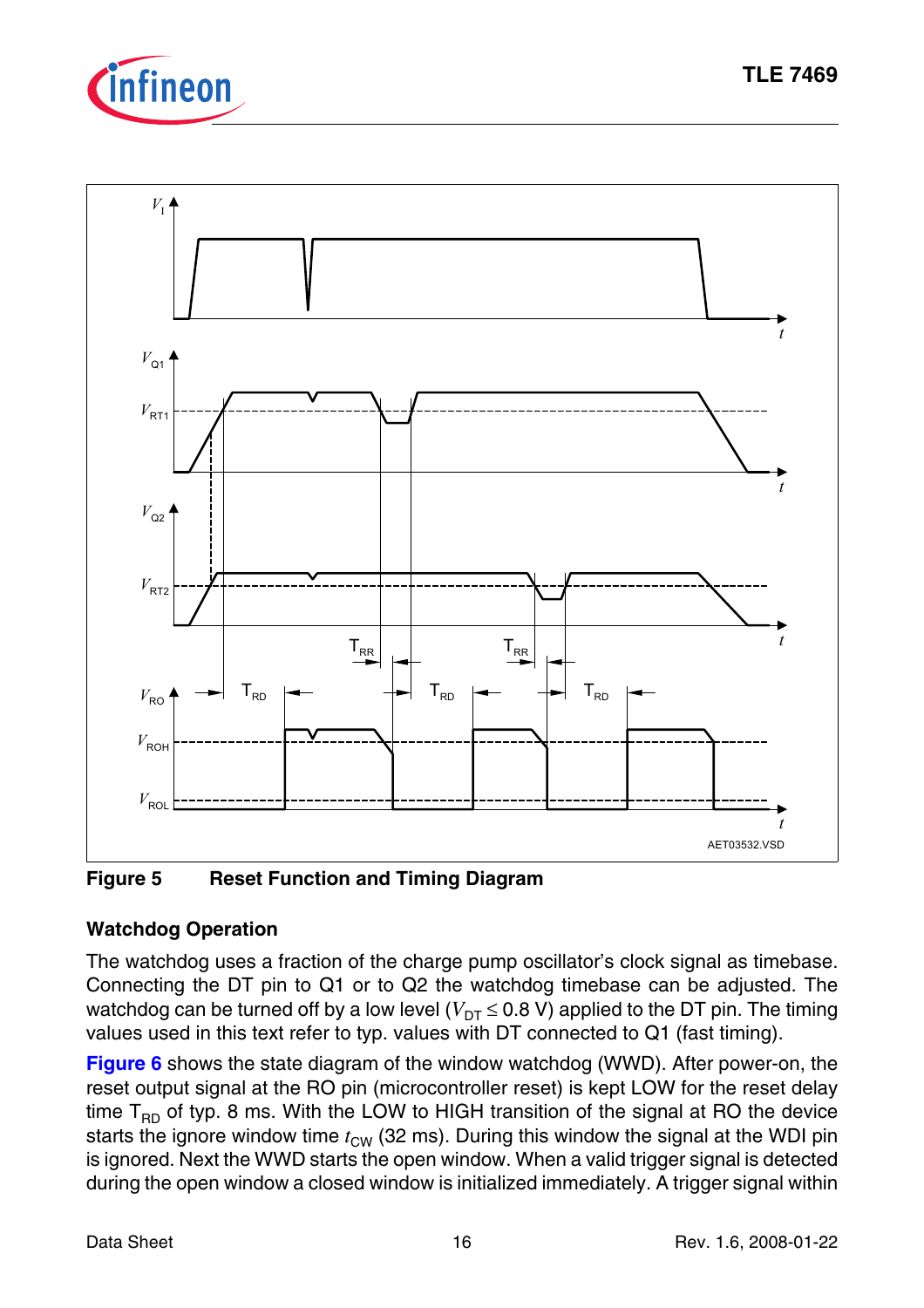**Figure 5 Reset Function and Timing Diagram**

### Watchdog Operation

The watchdog uses a fraction of the charge pump oscillator's clock signal as timebase. Connecting the DT pin to Q1 or to Q2 the watchdog timebase can be adjusted. The watchdog can be turned off by a low level ($V_{DT} \leq 0.8$ V) applied to the DT pin. The timing values used in this text refer to typ. values with DT connected to Q1 (fast timing).

**Figure 6** shows the state diagram of the window watchdog (WWD). After power-on, the reset output signal at the RO pin (microcontroller reset) is kept LOW for the reset delay time $T_{RD}$ of typ. 8 ms. With the LOW to HIGH transition of the signal at RO the device starts the ignore window time $t_{CW}$ (32 ms). During this window the signal at the WDI pin is ignored. Next the WWD starts the open window. When a valid trigger signal is detected during the open window a closed window is initialized immediately. A trigger signal within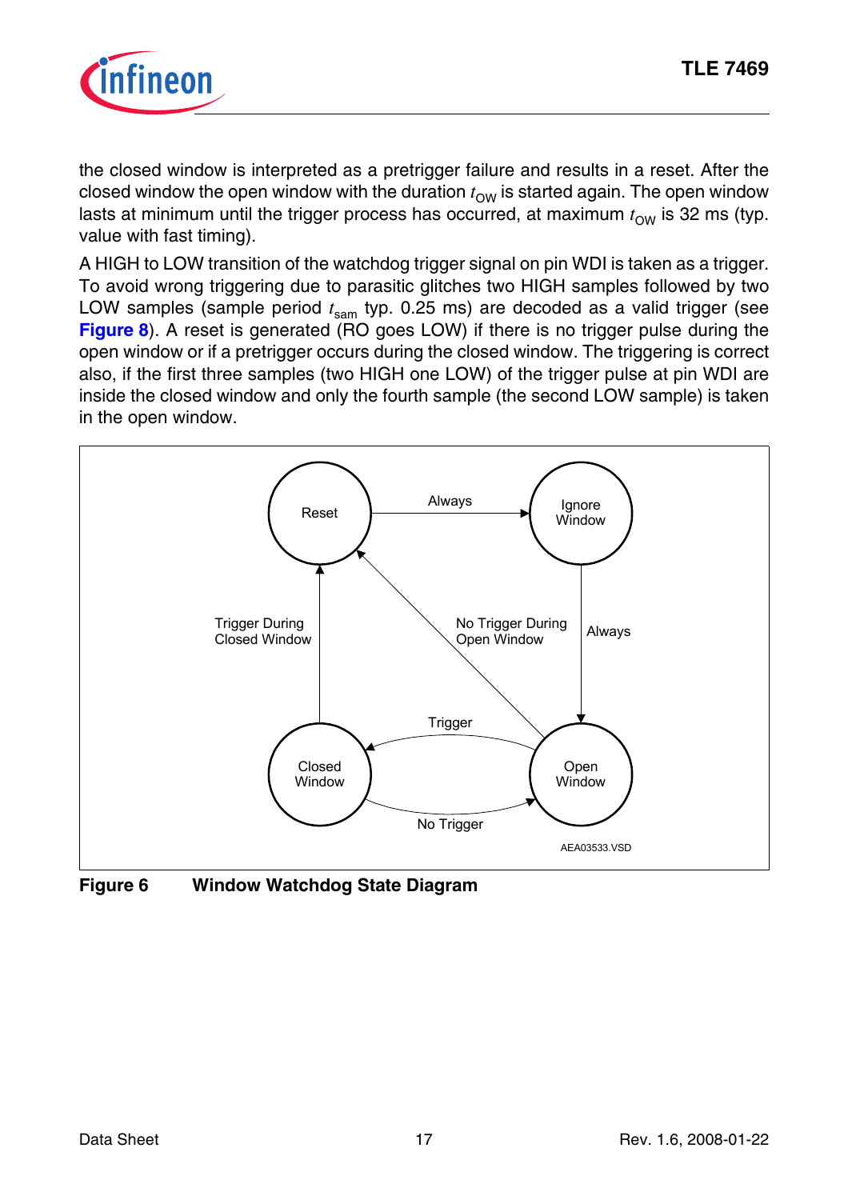the closed window is interpreted as a pretrigger failure and results in a reset. After the closed window the open window with the duration $t_{OW}$ is started again. The open window lasts at minimum until the trigger process has occurred, at maximum $t_{OW}$ is 32 ms (typ. value with fast timing).

A HIGH to LOW transition of the watchdog trigger signal on pin WDI is taken as a trigger. To avoid wrong triggering due to parasitic glitches two HIGH samples followed by two LOW samples (sample period $t_{sam}$ typ. 0.25 ms) are decoded as a valid trigger (see **Figure 8**). A reset is generated (RO goes LOW) if there is no trigger pulse during the open window or if a pretrigger occurs during the closed window. The triggering is correct also, if the first three samples (two HIGH one LOW) of the trigger pulse at pin WDI are inside the closed window and only the fourth sample (the second LOW sample) is taken in the open window.

Reset — Always → Ignore Window
Ignore Window — Always → Open Window
Open Window — Trigger → Closed Window
Closed Window — No Trigger → Open Window
Closed Window — Trigger During Closed Window → Reset
Open Window — No Trigger During Open Window → Reset

AEA03533.VSD

**Figure 6 Window Watchdog State Diagram**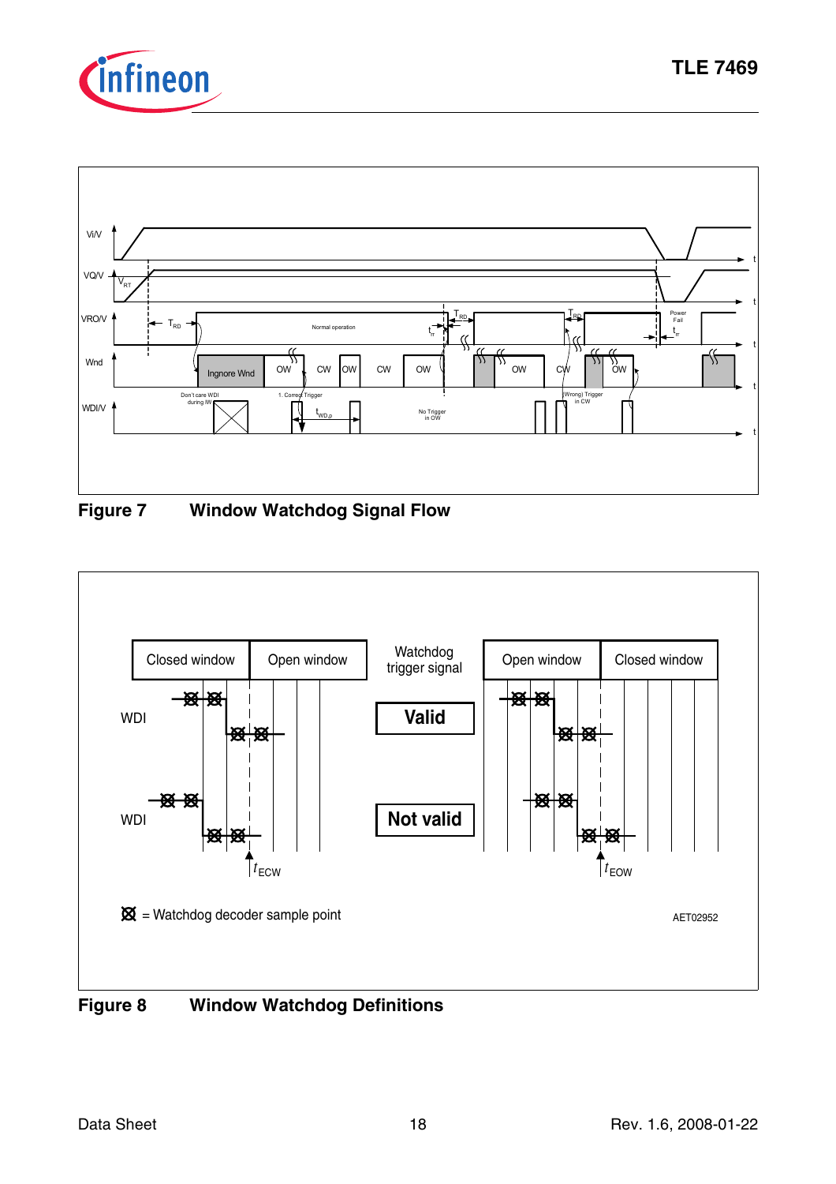**Figure 7 Window Watchdog Signal Flow**

**Figure 8 Window Watchdog Definitions**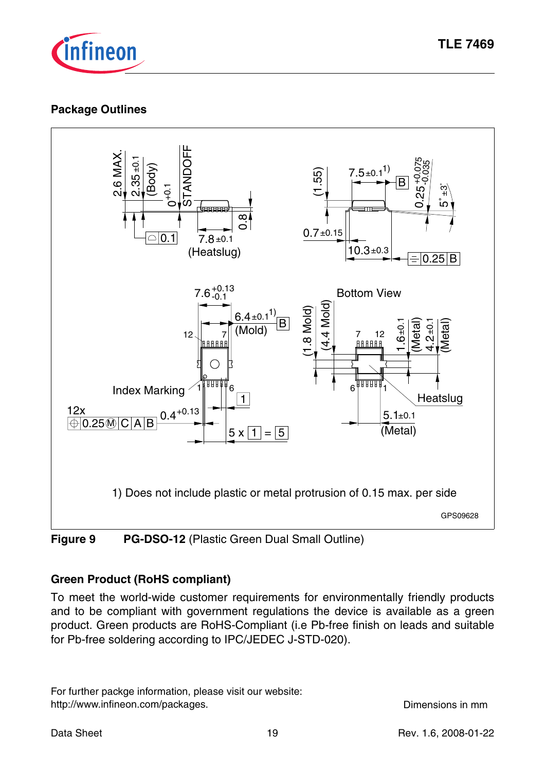## Package Outlines

1) Does not include plastic or metal protrusion of 0.15 max. per side

GPS09628

**Figure 9** **PG-DSO-12** (Plastic Green Dual Small Outline)

### Green Product (RoHS compliant)

To meet the world-wide customer requirements for environmentally friendly products and to be compliant with government regulations the device is available as a green product. Green products are RoHS-Compliant (i.e Pb-free finish on leads and suitable for Pb-free soldering according to IPC/JEDEC J-STD-020).

For further packge information, please visit our website:
http://www.infineon.com/packages.

Dimensions in mm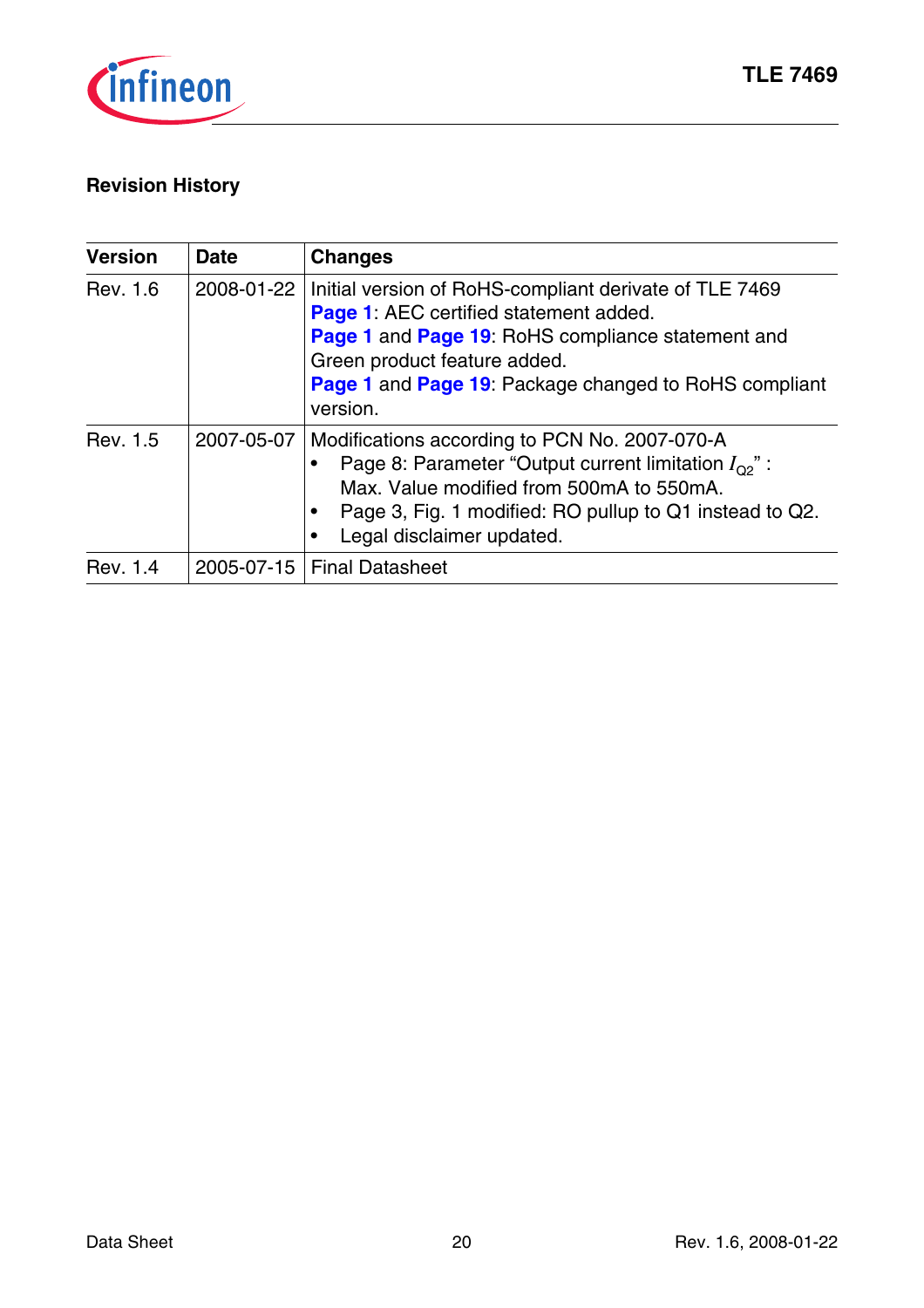## Revision History

| Version | Date | Changes |
|---|---|---|
| Rev. 1.6 | 2008-01-22 | Initial version of RoHS-compliant derivate of TLE 7469<br>**Page 1**: AEC certified statement added.<br>**Page 1** and **Page 19**: RoHS compliance statement and Green product feature added.<br>**Page 1** and **Page 19**: Package changed to RoHS compliant version. |
| Rev. 1.5 | 2007-05-07 | Modifications according to PCN No. 2007-070-A<br>• Page 8: Parameter "Output current limitation $I_{Q2}$" : Max. Value modified from 500mA to 550mA.<br>• Page 3, Fig. 1 modified: RO pullup to Q1 instead to Q2.<br>• Legal disclaimer updated. |
| Rev. 1.4 | 2005-07-15 | Final Datasheet |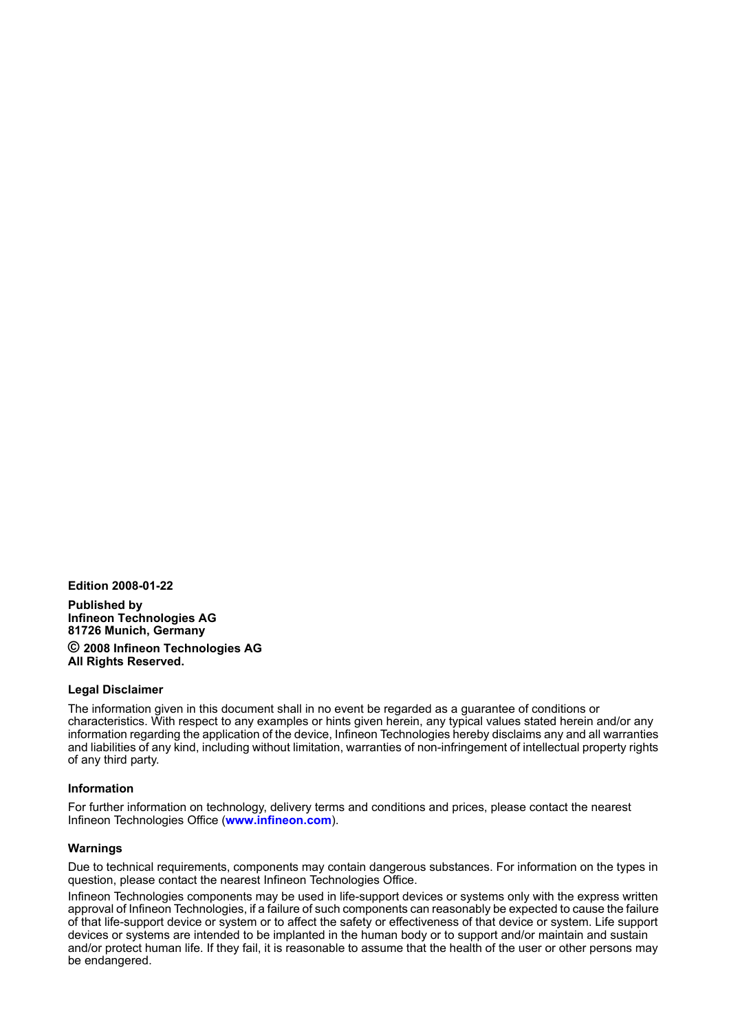**Edition 2008-01-22**

**Published by**
**Infineon Technologies AG**
**81726 Munich, Germany**

**© 2008 Infineon Technologies AG**
**All Rights Reserved.**

**Legal Disclaimer**

The information given in this document shall in no event be regarded as a guarantee of conditions or characteristics. With respect to any examples or hints given herein, any typical values stated herein and/or any information regarding the application of the device, Infineon Technologies hereby disclaims any and all warranties and liabilities of any kind, including without limitation, warranties of non-infringement of intellectual property rights of any third party.

**Information**

For further information on technology, delivery terms and conditions and prices, please contact the nearest Infineon Technologies Office (**www.infineon.com**).

**Warnings**

Due to technical requirements, components may contain dangerous substances. For information on the types in question, please contact the nearest Infineon Technologies Office.

Infineon Technologies components may be used in life-support devices or systems only with the express written approval of Infineon Technologies, if a failure of such components can reasonably be expected to cause the failure of that life-support device or system or to affect the safety or effectiveness of that device or system. Life support devices or systems are intended to be implanted in the human body or to support and/or maintain and sustain and/or protect human life. If they fail, it is reasonable to assume that the health of the user or other persons may be endangered.